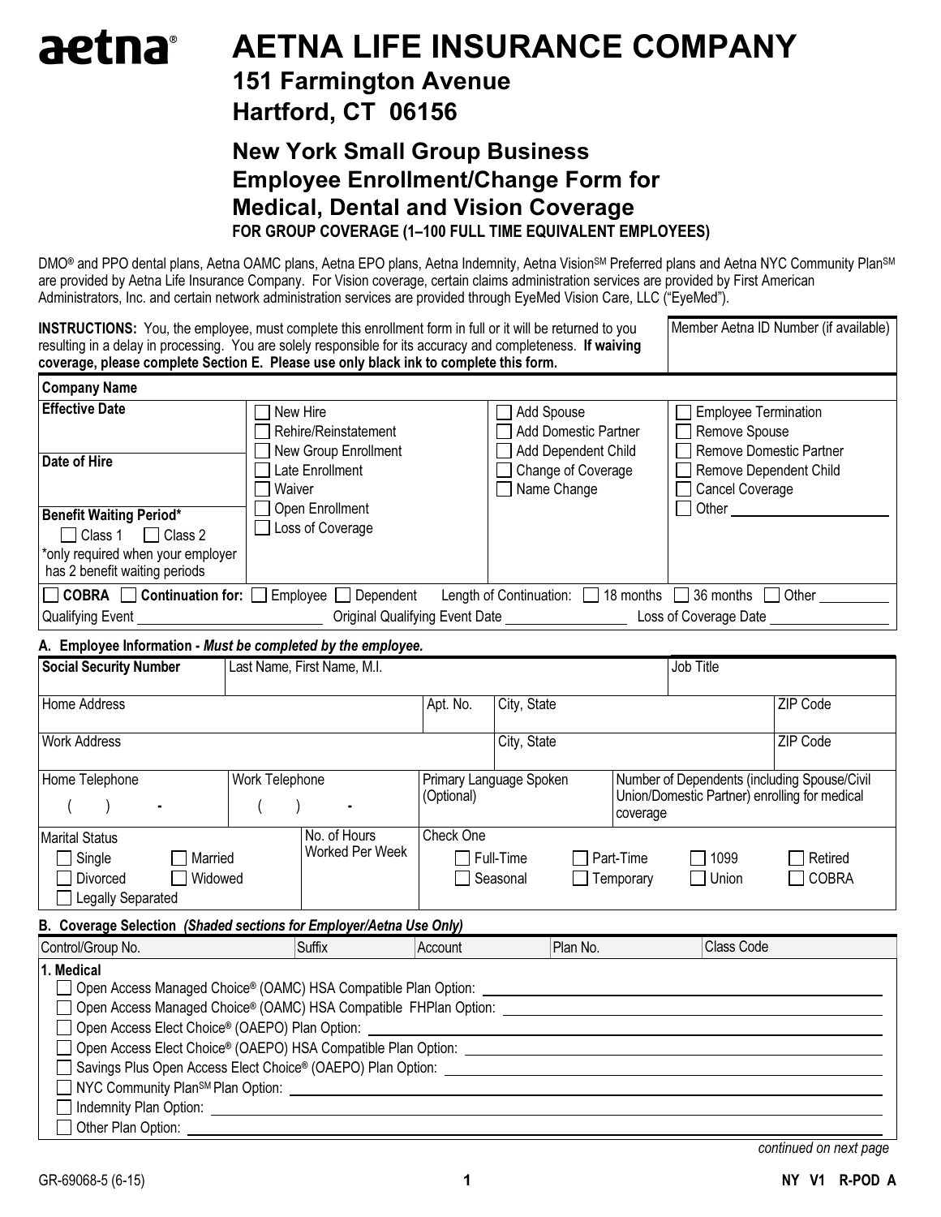# aetna®

# AETNA LIFE INSURANCE COMPANY

## 151 Farmington Avenue
## Hartford, CT 06156

## New York Small Group Business Employee Enrollment/Change Form for Medical, Dental and Vision Coverage

**FOR GROUP COVERAGE (1–100 FULL TIME EQUIVALENT EMPLOYEES)**

DMO® and PPO dental plans, Aetna OAMC plans, Aetna EPO plans, Aetna Indemnity, Aetna Vision℠ Preferred plans and Aetna NYC Community Plan℠ are provided by Aetna Life Insurance Company. For Vision coverage, certain claims administration services are provided by First American Administrators, Inc. and certain network administration services are provided through EyeMed Vision Care, LLC ("EyeMed").

| **INSTRUCTIONS:** You, the employee, must complete this enrollment form in full or it will be returned to you resulting in a delay in processing. You are solely responsible for its accuracy and completeness. **If waiving coverage, please complete Section E. Please use only black ink to complete this form.** | Member Aetna ID Number (if available) |
|---|---|

**Company Name**

| | | | |
|---|---|---|---|
| **Effective Date** | ☐ New Hire | ☐ Add Spouse | ☐ Employee Termination |
| | ☐ Rehire/Reinstatement | ☐ Add Domestic Partner | ☐ Remove Spouse |
| **Date of Hire** | ☐ New Group Enrollment | ☐ Add Dependent Child | ☐ Remove Domestic Partner |
| | ☐ Late Enrollment | ☐ Change of Coverage | ☐ Remove Dependent Child |
| **Benefit Waiting Period*** ☐ Class 1 ☐ Class 2 | ☐ Waiver | ☐ Name Change | ☐ Cancel Coverage |
| *only required when your employer has 2 benefit waiting periods | ☐ Open Enrollment | | ☐ Other ______ |
| | ☐ Loss of Coverage | | |

☐ **COBRA** ☐ **Continuation for:** ☐ Employee ☐ Dependent Length of Continuation: ☐ 18 months ☐ 36 months ☐ Other ______

Qualifying Event ______ Original Qualifying Event Date ______ Loss of Coverage Date ______

### A. Employee Information - *Must be completed by the employee.*

| Social Security Number | Last Name, First Name, M.I. | | | Job Title | |
|---|---|---|---|---|---|
| Home Address | | Apt. No. | City, State | | ZIP Code |
| Work Address | | | City, State | | ZIP Code |
| Home Telephone ( ) - | Work Telephone ( ) - | Primary Language Spoken (Optional) | | Number of Dependents (including Spouse/Civil Union/Domestic Partner) enrolling for medical coverage | |

| Marital Status | No. of Hours Worked Per Week | Check One |
|---|---|---|
| ☐ Single ☐ Married ☐ Divorced ☐ Widowed ☐ Legally Separated | | ☐ Full-Time ☐ Part-Time ☐ 1099 ☐ Retired ☐ Seasonal ☐ Temporary ☐ Union ☐ COBRA |

### B. Coverage Selection *(Shaded sections for Employer/Aetna Use Only)*

| Control/Group No. | Suffix | Account | Plan No. | Class Code |
|---|---|---|---|---|

**1. Medical**

- ☐ Open Access Managed Choice® (OAMC) HSA Compatible Plan Option: ______
- ☐ Open Access Managed Choice® (OAMC) HSA Compatible FHPlan Option: ______
- ☐ Open Access Elect Choice® (OAEPO) Plan Option: ______
- ☐ Open Access Elect Choice® (OAEPO) HSA Compatible Plan Option: ______
- ☐ Savings Plus Open Access Elect Choice® (OAEPO) Plan Option: ______
- ☐ NYC Community Plan℠ Plan Option: ______
- ☐ Indemnity Plan Option: ______
- ☐ Other Plan Option: ______

*continued on next page*

GR-69068-5 (6-15) NY V1 R-POD A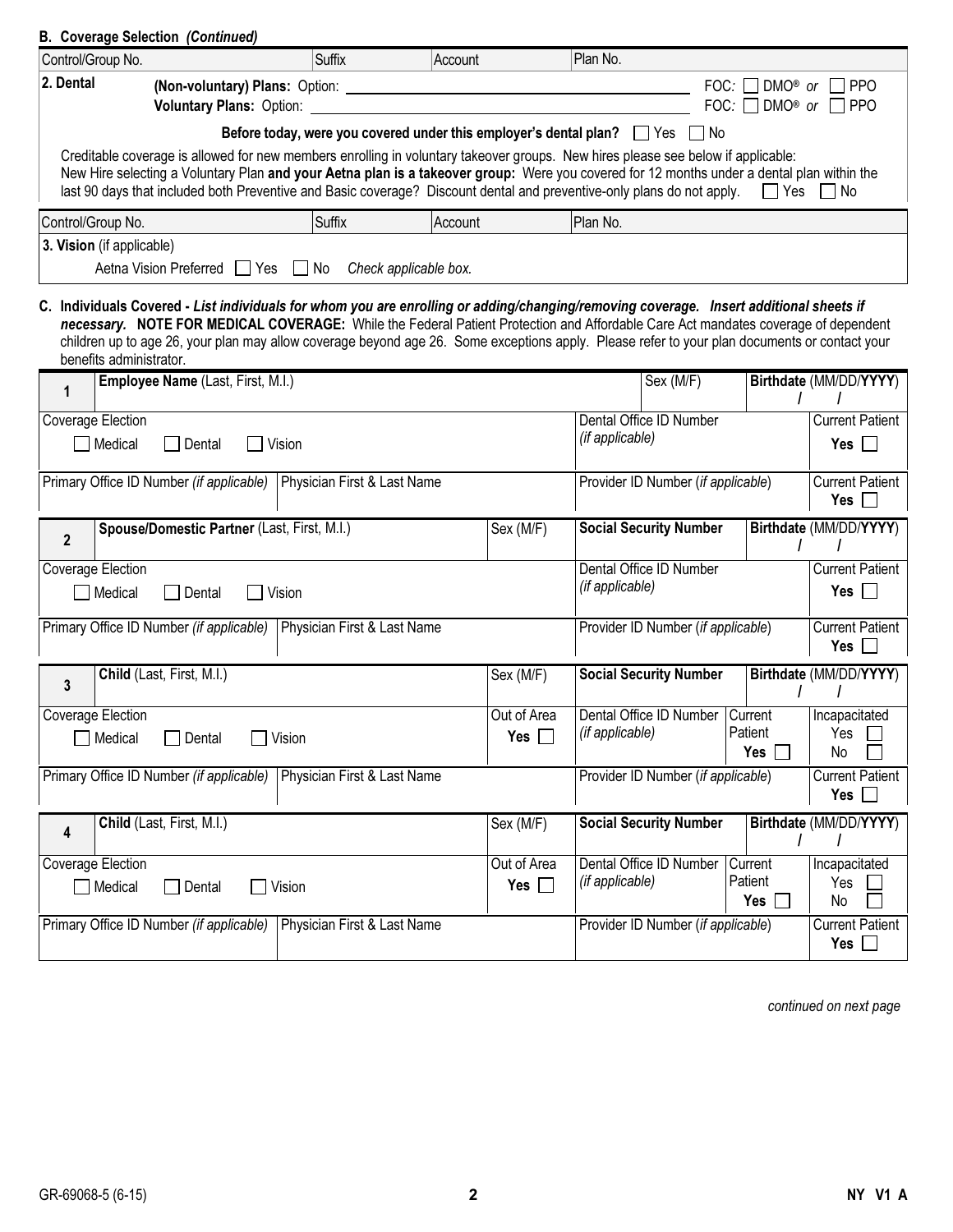**B. Coverage Selection *(Continued)***

| Control/Group No. | Suffix | Account | Plan No. |
|---|---|---|---|
| | | | |

**2. Dental**

**(Non-voluntary) Plans:** Option: ____________________ FOC: ☐ DMO® *or* ☐ PPO

**Voluntary Plans:** Option: ____________________ FOC: ☐ DMO® *or* ☐ PPO

**Before today, were you covered under this employer's dental plan?** ☐ Yes ☐ No

Creditable coverage is allowed for new members enrolling in voluntary takeover groups. New hires please see below if applicable:
New Hire selecting a Voluntary Plan **and your Aetna plan is a takeover group:** Were you covered for 12 months under a dental plan within the last 90 days that included both Preventive and Basic coverage? Discount dental and preventive-only plans do not apply. ☐ Yes ☐ No

| Control/Group No. | Suffix | Account | Plan No. |
|---|---|---|---|
| | | | |

**3. Vision** (if applicable)

Aetna Vision Preferred ☐ Yes ☐ No *Check applicable box.*

**C. Individuals Covered -** ***List individuals for whom you are enrolling or adding/changing/removing coverage. Insert additional sheets if necessary.*** **NOTE FOR MEDICAL COVERAGE:** While the Federal Patient Protection and Affordable Care Act mandates coverage of dependent children up to age 26, your plan may allow coverage beyond age 26. Some exceptions apply. Please refer to your plan documents or contact your benefits administrator.

| **1** | **Employee Name** (Last, First, M.I.) | | Sex (M/F) | **Birthdate** (MM/DD/**YYYY**) / / |
|---|---|---|---|---|
| Coverage Election ☐ Medical ☐ Dental ☐ Vision | | | Dental Office ID Number *(if applicable)* | Current Patient **Yes** ☐ |
| Primary Office ID Number *(if applicable)* | Physician First & Last Name | | Provider ID Number (*if applicable*) | Current Patient **Yes** ☐ |

| **2** | **Spouse/Domestic Partner** (Last, First, M.I.) | Sex (M/F) | **Social Security Number** | **Birthdate** (MM/DD/**YYYY**) / / |
|---|---|---|---|---|
| Coverage Election ☐ Medical ☐ Dental ☐ Vision | | | Dental Office ID Number *(if applicable)* | Current Patient **Yes** ☐ |
| Primary Office ID Number *(if applicable)* | Physician First & Last Name | | Provider ID Number (*if applicable*) | Current Patient **Yes** ☐ |

| **3** | **Child** (Last, First, M.I.) | Sex (M/F) | **Social Security Number** | | **Birthdate** (MM/DD/**YYYY**) / / |
|---|---|---|---|---|---|
| Coverage Election ☐ Medical ☐ Dental ☐ Vision | | Out of Area **Yes** ☐ | Dental Office ID Number *(if applicable)* | Current Patient **Yes** ☐ | Incapacitated Yes ☐ No ☐ |
| Primary Office ID Number *(if applicable)* | Physician First & Last Name | | Provider ID Number (*if applicable*) | | Current Patient **Yes** ☐ |

| **4** | **Child** (Last, First, M.I.) | Sex (M/F) | **Social Security Number** | | **Birthdate** (MM/DD/**YYYY**) / / |
|---|---|---|---|---|---|
| Coverage Election ☐ Medical ☐ Dental ☐ Vision | | Out of Area **Yes** ☐ | Dental Office ID Number *(if applicable)* | Current Patient **Yes** ☐ | Incapacitated Yes ☐ No ☐ |
| Primary Office ID Number *(if applicable)* | Physician First & Last Name | | Provider ID Number (*if applicable*) | | Current Patient **Yes** ☐ |

*continued on next page*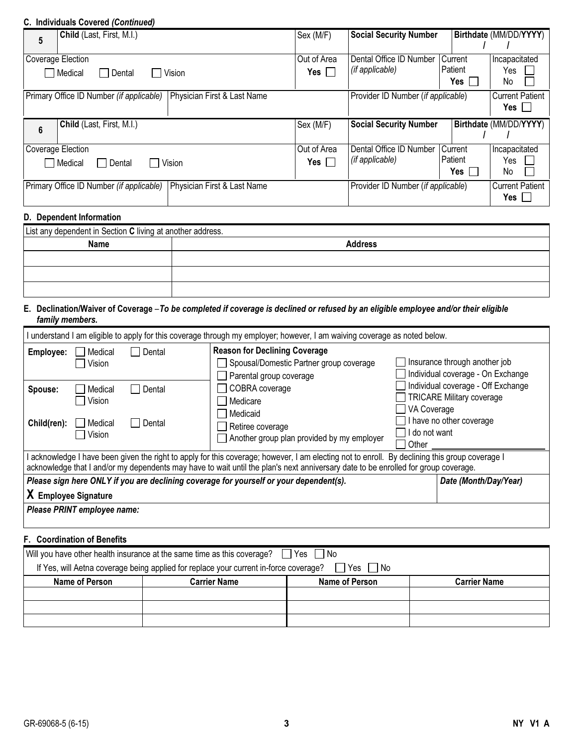### C. Individuals Covered *(Continued)*

| 5 | **Child** (Last, First, M.I.) | Sex (M/F) | **Social Security Number** | **Birthdate** (MM/DD/**YYYY**) / / |
|---|---|---|---|---|
| Coverage Election ☐ Medical ☐ Dental ☐ Vision | | Out of Area **Yes** ☐ | Dental Office ID Number *(if applicable)* | Current Patient **Yes** ☐ / Incapacitated Yes ☐ No ☐ |
| Primary Office ID Number *(if applicable)* | Physician First & Last Name | | Provider ID Number (*if applicable*) | Current Patient **Yes** ☐ |

| 6 | **Child** (Last, First, M.I.) | Sex (M/F) | **Social Security Number** | **Birthdate** (MM/DD/**YYYY**) / / |
|---|---|---|---|---|
| Coverage Election ☐ Medical ☐ Dental ☐ Vision | | Out of Area **Yes** ☐ | Dental Office ID Number *(if applicable)* | Current Patient **Yes** ☐ / Incapacitated Yes ☐ No ☐ |
| Primary Office ID Number *(if applicable)* | Physician First & Last Name | | Provider ID Number (*if applicable*) | Current Patient **Yes** ☐ |

### D. Dependent Information

List any dependent in Section **C** living at another address.

| Name | Address |
|---|---|
| | |
| | |
| | |

### E. Declination/Waiver of Coverage – *To be completed if coverage is declined or refused by an eligible employee and/or their eligible family members.*

I understand I am eligible to apply for this coverage through my employer; however, I am waiving coverage as noted below.

**Employee:** ☐ Medical ☐ Dental ☐ Vision

**Spouse:** ☐ Medical ☐ Dental ☐ Vision

**Child(ren):** ☐ Medical ☐ Dental ☐ Vision

**Reason for Declining Coverage**

- ☐ Spousal/Domestic Partner group coverage
- ☐ Parental group coverage
- ☐ COBRA coverage
- ☐ Medicare
- ☐ Medicaid
- ☐ Retiree coverage
- ☐ Another group plan provided by my employer
- ☐ Insurance through another job
- ☐ Individual coverage - On Exchange
- ☐ Individual coverage - Off Exchange
- ☐ TRICARE Military coverage
- ☐ VA Coverage
- ☐ I have no other coverage
- ☐ I do not want
- ☐ Other ____________

I acknowledge I have been given the right to apply for this coverage; however, I am electing not to enroll. By declining this group coverage I acknowledge that I and/or my dependents may have to wait until the plan's next anniversary date to be enrolled for group coverage.

| ***Please sign here ONLY if you are declining coverage for yourself or your dependent(s).*** **X Employee Signature** | ***Date (Month/Day/Year)*** |
|---|---|
| ***Please PRINT employee name:*** | |

### F. Coordination of Benefits

Will you have other health insurance at the same time as this coverage? ☐ Yes ☐ No

If Yes, will Aetna coverage being applied for replace your current in-force coverage? ☐ Yes ☐ No

| Name of Person | Carrier Name | Name of Person | Carrier Name |
|---|---|---|---|
| | | | |
| | | | |
| | | | |

GR-69068-5 (6-15) NY V1 A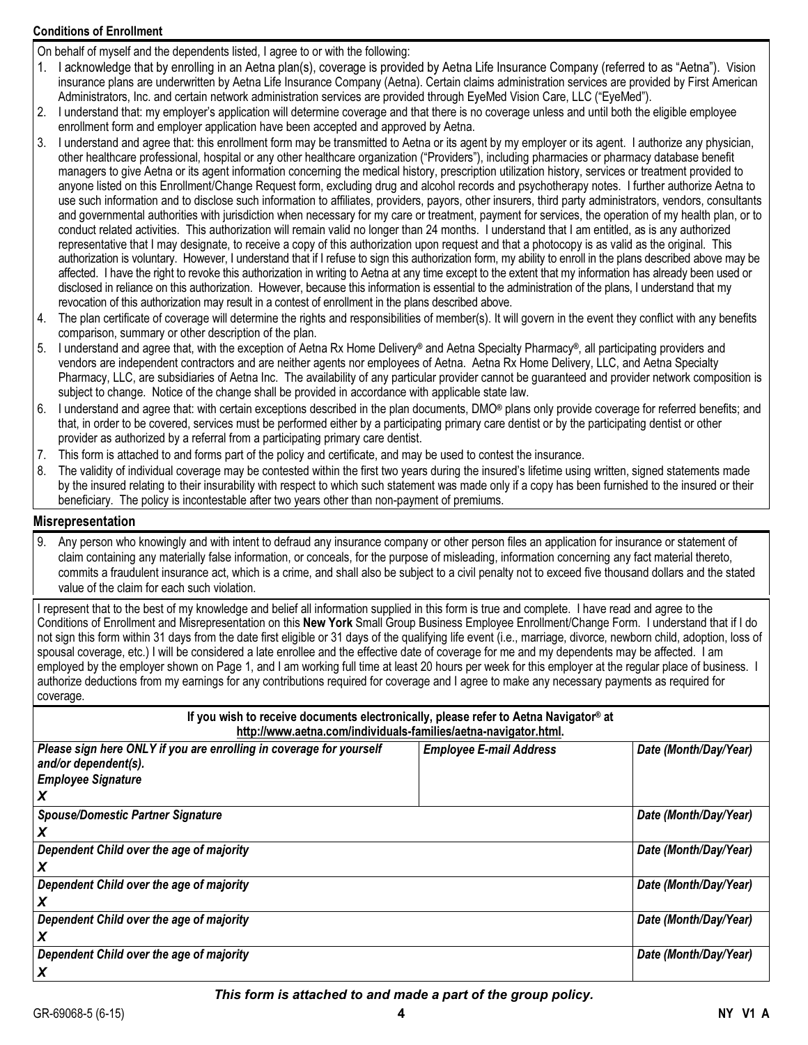## Conditions of Enrollment

On behalf of myself and the dependents listed, I agree to or with the following:

1. I acknowledge that by enrolling in an Aetna plan(s), coverage is provided by Aetna Life Insurance Company (referred to as "Aetna"). Vision insurance plans are underwritten by Aetna Life Insurance Company (Aetna). Certain claims administration services are provided by First American Administrators, Inc. and certain network administration services are provided through EyeMed Vision Care, LLC ("EyeMed").
2. I understand that: my employer's application will determine coverage and that there is no coverage unless and until both the eligible employee enrollment form and employer application have been accepted and approved by Aetna.
3. I understand and agree that: this enrollment form may be transmitted to Aetna or its agent by my employer or its agent. I authorize any physician, other healthcare professional, hospital or any other healthcare organization ("Providers"), including pharmacies or pharmacy database benefit managers to give Aetna or its agent information concerning the medical history, prescription utilization history, services or treatment provided to anyone listed on this Enrollment/Change Request form, excluding drug and alcohol records and psychotherapy notes. I further authorize Aetna to use such information and to disclose such information to affiliates, providers, payors, other insurers, third party administrators, vendors, consultants and governmental authorities with jurisdiction when necessary for my care or treatment, payment for services, the operation of my health plan, or to conduct related activities. This authorization will remain valid no longer than 24 months. I understand that I am entitled, as is any authorized representative that I may designate, to receive a copy of this authorization upon request and that a photocopy is as valid as the original. This authorization is voluntary. However, I understand that if I refuse to sign this authorization form, my ability to enroll in the plans described above may be affected. I have the right to revoke this authorization in writing to Aetna at any time except to the extent that my information has already been used or disclosed in reliance on this authorization. However, because this information is essential to the administration of the plans, I understand that my revocation of this authorization may result in a contest of enrollment in the plans described above.
4. The plan certificate of coverage will determine the rights and responsibilities of member(s). It will govern in the event they conflict with any benefits comparison, summary or other description of the plan.
5. I understand and agree that, with the exception of Aetna Rx Home Delivery® and Aetna Specialty Pharmacy®, all participating providers and vendors are independent contractors and are neither agents nor employees of Aetna. Aetna Rx Home Delivery, LLC, and Aetna Specialty Pharmacy, LLC, are subsidiaries of Aetna Inc. The availability of any particular provider cannot be guaranteed and provider network composition is subject to change. Notice of the change shall be provided in accordance with applicable state law.
6. I understand and agree that: with certain exceptions described in the plan documents, DMO® plans only provide coverage for referred benefits; and that, in order to be covered, services must be performed either by a participating primary care dentist or by the participating dentist or other provider as authorized by a referral from a participating primary care dentist.
7. This form is attached to and forms part of the policy and certificate, and may be used to contest the insurance.
8. The validity of individual coverage may be contested within the first two years during the insured's lifetime using written, signed statements made by the insured relating to their insurability with respect to which such statement was made only if a copy has been furnished to the insured or their beneficiary. The policy is incontestable after two years other than non-payment of premiums.

## Misrepresentation

9. Any person who knowingly and with intent to defraud any insurance company or other person files an application for insurance or statement of claim containing any materially false information, or conceals, for the purpose of misleading, information concerning any fact material thereto, commits a fraudulent insurance act, which is a crime, and shall also be subject to a civil penalty not to exceed five thousand dollars and the stated value of the claim for each such violation.

I represent that to the best of my knowledge and belief all information supplied in this form is true and complete. I have read and agree to the Conditions of Enrollment and Misrepresentation on this **New York** Small Group Business Employee Enrollment/Change Form. I understand that if I do not sign this form within 31 days from the date first eligible or 31 days of the qualifying life event (i.e., marriage, divorce, newborn child, adoption, loss of spousal coverage, etc.) I will be considered a late enrollee and the effective date of coverage for me and my dependents may be affected. I am employed by the employer shown on Page 1, and I am working full time at least 20 hours per week for this employer at the regular place of business. I authorize deductions from my earnings for any contributions required for coverage and I agree to make any necessary payments as required for coverage.

**If you wish to receive documents electronically, please refer to Aetna Navigator® at http://www.aetna.com/individuals-families/aetna-navigator.html.**

| | | |
|---|---|---|
| ***Please sign here ONLY if you are enrolling in coverage for yourself and/or dependent(s).*** ***Employee Signature*** ***X*** | ***Employee E-mail Address*** | ***Date (Month/Day/Year)*** |
| ***Spouse/Domestic Partner Signature*** ***X*** | | ***Date (Month/Day/Year)*** |
| ***Dependent Child over the age of majority*** ***X*** | | ***Date (Month/Day/Year)*** |
| ***Dependent Child over the age of majority*** ***X*** | | ***Date (Month/Day/Year)*** |
| ***Dependent Child over the age of majority*** ***X*** | | ***Date (Month/Day/Year)*** |
| ***Dependent Child over the age of majority*** ***X*** | | ***Date (Month/Day/Year)*** |

***This form is attached to and made a part of the group policy.***

GR-69068-5 (6-15) NY V1 A